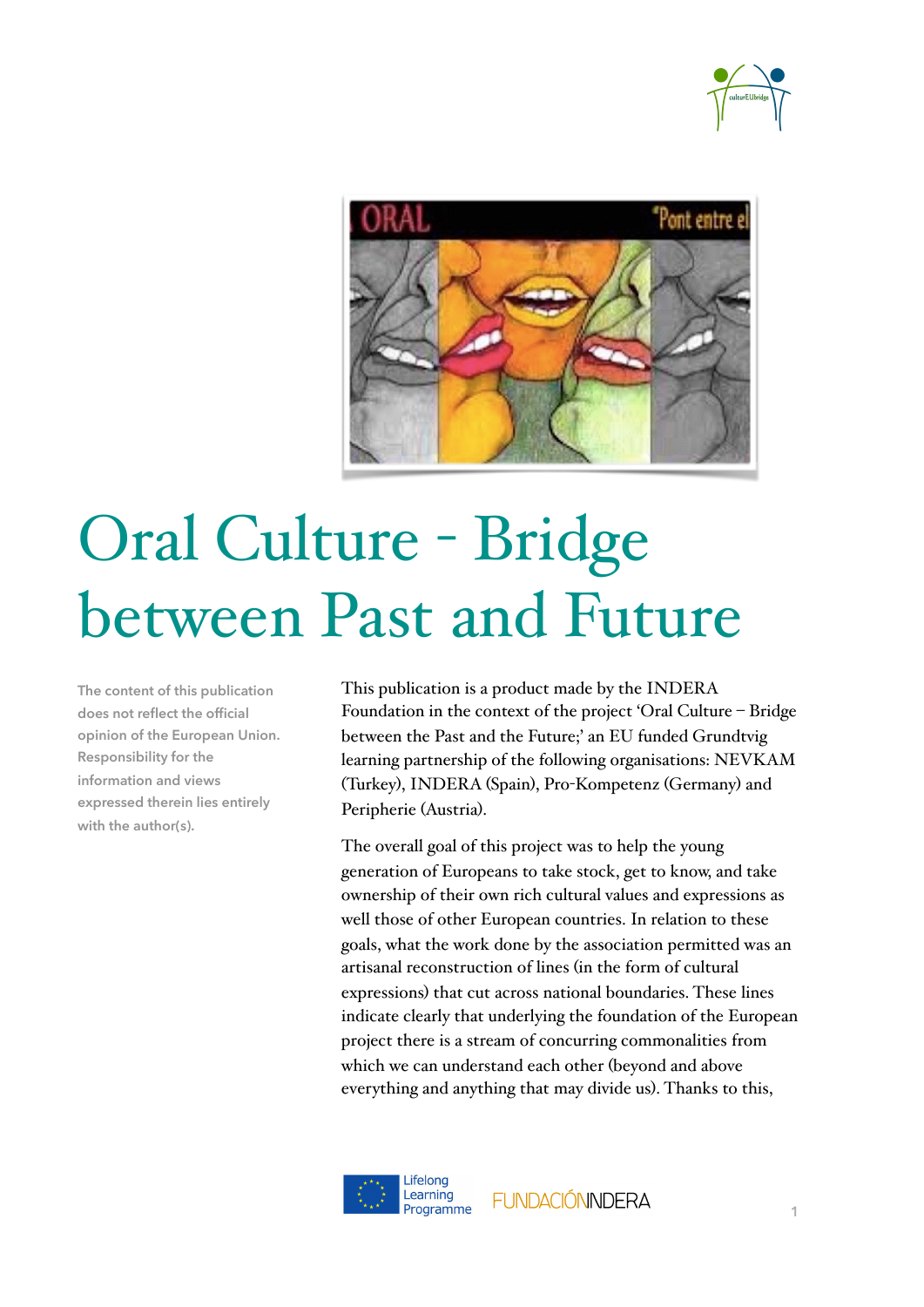# Oral Culture - Bridge between Past and Future

The content of this publication does not reflect the official opinion of the European Union. Responsibility for the information and views expressed therein lies entirely with the author(s).

This publication is a product made by the INDERA Foundation in the context of the project 'Oral Culture – Bridge between the Past and the Future;' an EU funded Grundtvig learning partnership of the following organisations: NEVKAM (Turkey), INDERA (Spain), Pro-Kompetenz (Germany) and Peripherie (Austria).

The overall goal of this project was to help the young generation of Europeans to take stock, get to know, and take ownership of their own rich cultural values and expressions as well those of other European countries. In relation to these goals, what the work done by the association permitted was an artisanal reconstruction of lines (in the form of cultural expressions) that cut across national boundaries. These lines indicate clearly that underlying the foundation of the European project there is a stream of concurring commonalities from which we can understand each other (beyond and above everything and anything that may divide us). Thanks to this,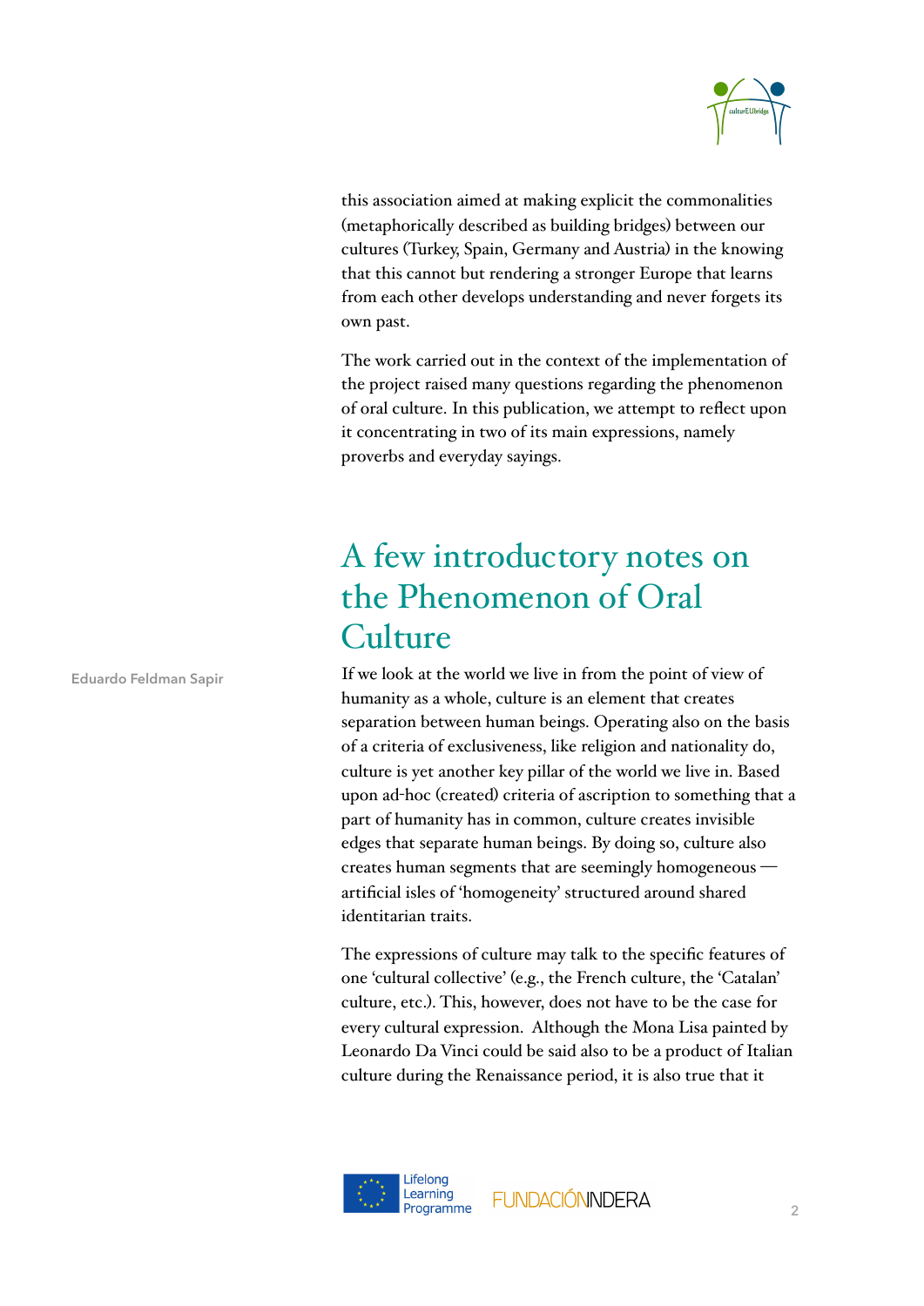this association aimed at making explicit the commonalities (metaphorically described as building bridges) between our cultures (Turkey, Spain, Germany and Austria) in the knowing that this cannot but rendering a stronger Europe that learns from each other develops understanding and never forgets its own past.

The work carried out in the context of the implementation of the project raised many questions regarding the phenomenon of oral culture. In this publication, we attempt to reflect upon it concentrating in two of its main expressions, namely proverbs and everyday sayings.

## A few introductory notes on the Phenomenon of Oral Culture

Eduardo Feldman Sapir

If we look at the world we live in from the point of view of humanity as a whole, culture is an element that creates separation between human beings. Operating also on the basis of a criteria of exclusiveness, like religion and nationality do, culture is yet another key pillar of the world we live in. Based upon ad-hoc (created) criteria of ascription to something that a part of humanity has in common, culture creates invisible edges that separate human beings. By doing so, culture also creates human segments that are seemingly homogeneous — artificial isles of 'homogeneity' structured around shared identitarian traits.

The expressions of culture may talk to the specific features of one 'cultural collective' (e.g., the French culture, the 'Catalan' culture, etc.). This, however, does not have to be the case for every cultural expression. Although the Mona Lisa painted by Leonardo Da Vinci could be said also to be a product of Italian culture during the Renaissance period, it is also true that it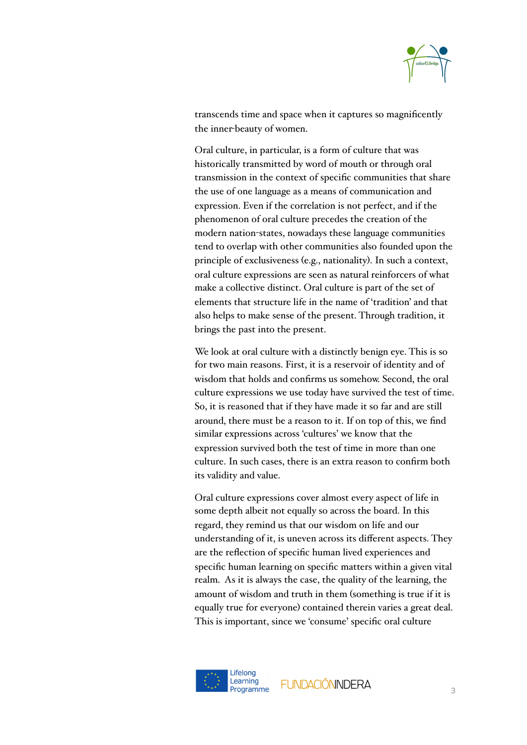transcends time and space when it captures so magnificently the inner-beauty of women.

Oral culture, in particular, is a form of culture that was historically transmitted by word of mouth or through oral transmission in the context of specific communities that share the use of one language as a means of communication and expression. Even if the correlation is not perfect, and if the phenomenon of oral culture precedes the creation of the modern nation-states, nowadays these language communities tend to overlap with other communities also founded upon the principle of exclusiveness (e.g., nationality). In such a context, oral culture expressions are seen as natural reinforcers of what make a collective distinct. Oral culture is part of the set of elements that structure life in the name of 'tradition' and that also helps to make sense of the present. Through tradition, it brings the past into the present.

We look at oral culture with a distinctly benign eye. This is so for two main reasons. First, it is a reservoir of identity and of wisdom that holds and confirms us somehow. Second, the oral culture expressions we use today have survived the test of time. So, it is reasoned that if they have made it so far and are still around, there must be a reason to it. If on top of this, we find similar expressions across 'cultures' we know that the expression survived both the test of time in more than one culture. In such cases, there is an extra reason to confirm both its validity and value.

Oral culture expressions cover almost every aspect of life in some depth albeit not equally so across the board. In this regard, they remind us that our wisdom on life and our understanding of it, is uneven across its different aspects. They are the reflection of specific human lived experiences and specific human learning on specific matters within a given vital realm. As it is always the case, the quality of the learning, the amount of wisdom and truth in them (something is true if it is equally true for everyone) contained therein varies a great deal. This is important, since we 'consume' specific oral culture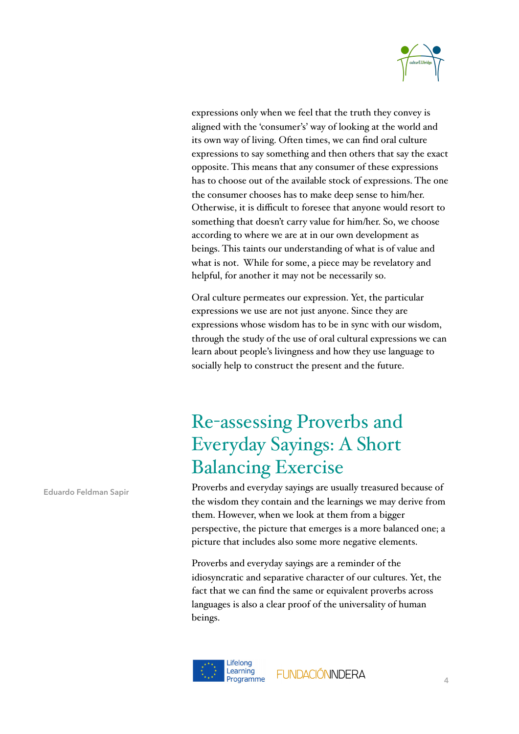expressions only when we feel that the truth they convey is aligned with the 'consumer's' way of looking at the world and its own way of living. Often times, we can find oral culture expressions to say something and then others that say the exact opposite. This means that any consumer of these expressions has to choose out of the available stock of expressions. The one the consumer chooses has to make deep sense to him/her. Otherwise, it is difficult to foresee that anyone would resort to something that doesn't carry value for him/her. So, we choose according to where we are at in our own development as beings. This taints our understanding of what is of value and what is not. While for some, a piece may be revelatory and helpful, for another it may not be necessarily so.

Oral culture permeates our expression. Yet, the particular expressions we use are not just anyone. Since they are expressions whose wisdom has to be in sync with our wisdom, through the study of the use of oral cultural expressions we can learn about people's livingness and how they use language to socially help to construct the present and the future.

## Re-assessing Proverbs and Everyday Sayings: A Short Balancing Exercise

Eduardo Feldman Sapir

Proverbs and everyday sayings are usually treasured because of the wisdom they contain and the learnings we may derive from them. However, when we look at them from a bigger perspective, the picture that emerges is a more balanced one; a picture that includes also some more negative elements.

Proverbs and everyday sayings are a reminder of the idiosyncratic and separative character of our cultures. Yet, the fact that we can find the same or equivalent proverbs across languages is also a clear proof of the universality of human beings.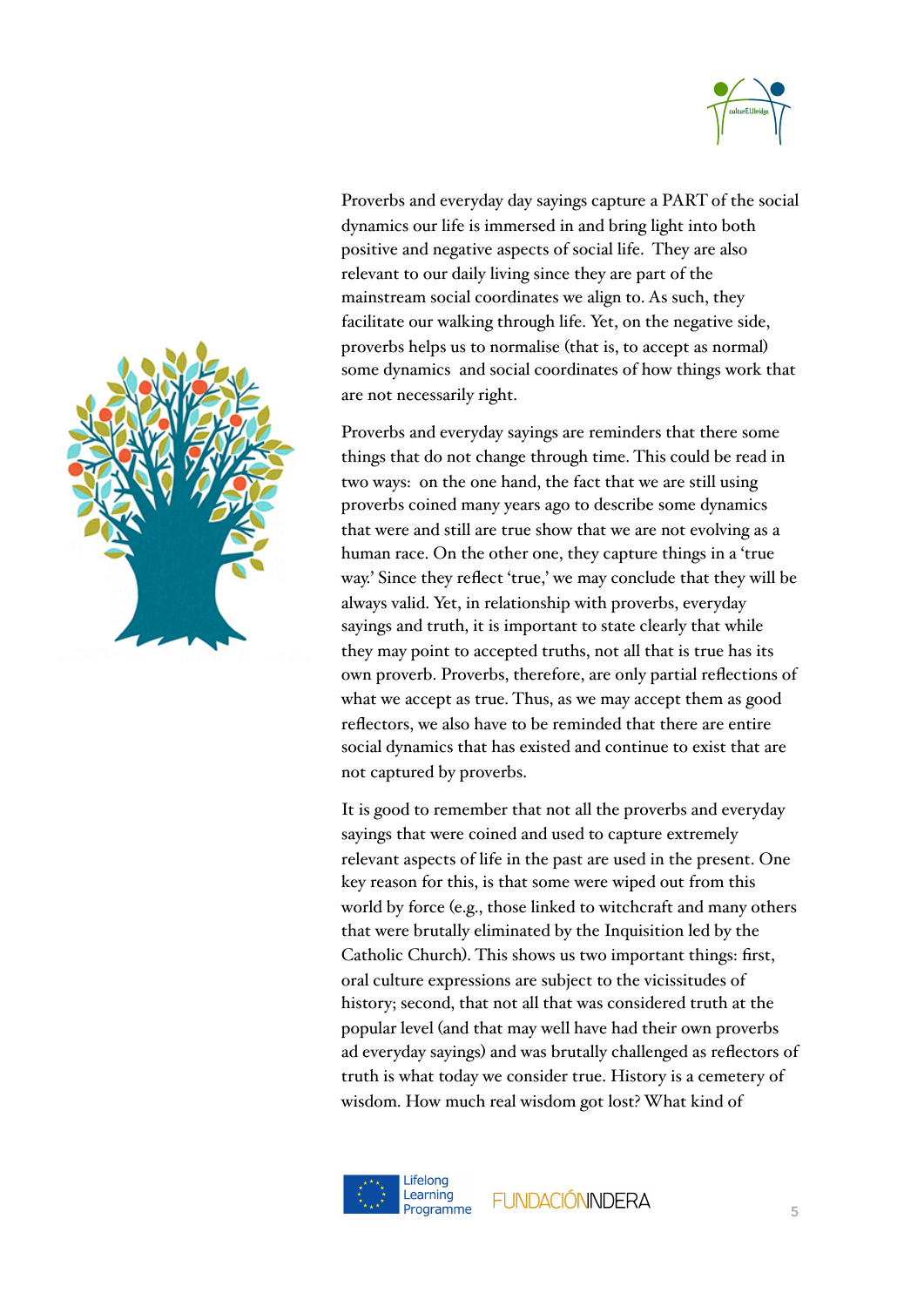Proverbs and everyday day sayings capture a PART of the social dynamics our life is immersed in and bring light into both positive and negative aspects of social life. They are also relevant to our daily living since they are part of the mainstream social coordinates we align to. As such, they facilitate our walking through life. Yet, on the negative side, proverbs helps us to normalise (that is, to accept as normal) some dynamics and social coordinates of how things work that are not necessarily right.

Proverbs and everyday sayings are reminders that there some things that do not change through time. This could be read in two ways: on the one hand, the fact that we are still using proverbs coined many years ago to describe some dynamics that were and still are true show that we are not evolving as a human race. On the other one, they capture things in a 'true way.' Since they reflect 'true,' we may conclude that they will be always valid. Yet, in relationship with proverbs, everyday sayings and truth, it is important to state clearly that while they may point to accepted truths, not all that is true has its own proverb. Proverbs, therefore, are only partial reflections of what we accept as true. Thus, as we may accept them as good reflectors, we also have to be reminded that there are entire social dynamics that has existed and continue to exist that are not captured by proverbs.

It is good to remember that not all the proverbs and everyday sayings that were coined and used to capture extremely relevant aspects of life in the past are used in the present. One key reason for this, is that some were wiped out from this world by force (e.g., those linked to witchcraft and many others that were brutally eliminated by the Inquisition led by the Catholic Church). This shows us two important things: first, oral culture expressions are subject to the vicissitudes of history; second, that not all that was considered truth at the popular level (and that may well have had their own proverbs ad everyday sayings) and was brutally challenged as reflectors of truth is what today we consider true. History is a cemetery of wisdom. How much real wisdom got lost? What kind of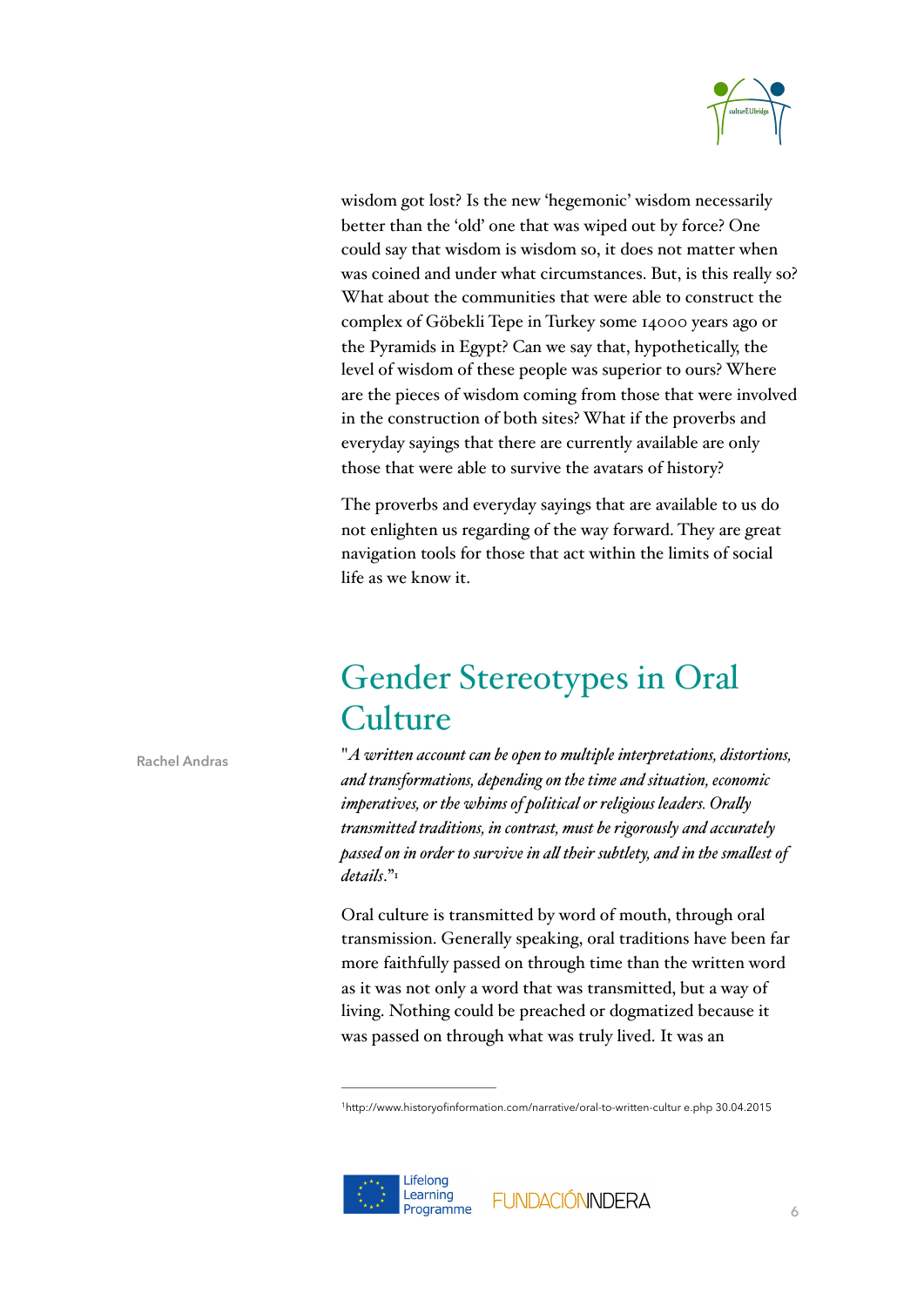wisdom got lost? Is the new 'hegemonic' wisdom necessarily better than the 'old' one that was wiped out by force? One could say that wisdom is wisdom so, it does not matter when was coined and under what circumstances. But, is this really so? What about the communities that were able to construct the complex of Göbekli Tepe in Turkey some 14000 years ago or the Pyramids in Egypt? Can we say that, hypothetically, the level of wisdom of these people was superior to ours? Where are the pieces of wisdom coming from those that were involved in the construction of both sites? What if the proverbs and everyday sayings that there are currently available are only those that were able to survive the avatars of history?

The proverbs and everyday sayings that are available to us do not enlighten us regarding of the way forward. They are great navigation tools for those that act within the limits of social life as we know it.

## Gender Stereotypes in Oral Culture

Rachel Andras

"*A written account can be open to multiple interpretations, distortions, and transformations, depending on the time and situation, economic imperatives, or the whims of political or religious leaders. Orally transmitted traditions, in contrast, must be rigorously and accurately passed on in order to survive in all their subtlety, and in the smallest of details*."[1]

Oral culture is transmitted by word of mouth, through oral transmission. Generally speaking, oral traditions have been far more faithfully passed on through time than the written word as it was not only a word that was transmitted, but a way of living. Nothing could be preached or dogmatized because it was passed on through what was truly lived. It was an

[1]http://www.historyofinformation.com/narrative/oral-to-written-cultur e.php 30.04.2015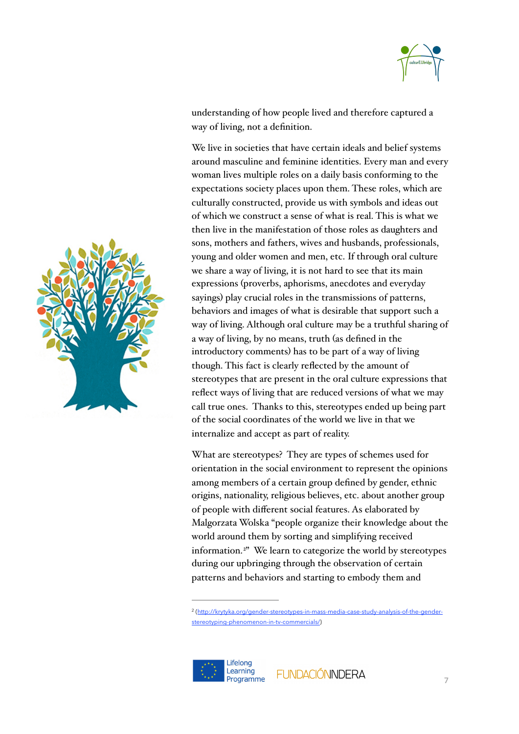understanding of how people lived and therefore captured a way of living, not a definition.

We live in societies that have certain ideals and belief systems around masculine and feminine identities. Every man and every woman lives multiple roles on a daily basis conforming to the expectations society places upon them. These roles, which are culturally constructed, provide us with symbols and ideas out of which we construct a sense of what is real. This is what we then live in the manifestation of those roles as daughters and sons, mothers and fathers, wives and husbands, professionals, young and older women and men, etc. If through oral culture we share a way of living, it is not hard to see that its main expressions (proverbs, aphorisms, anecdotes and everyday sayings) play crucial roles in the transmissions of patterns, behaviors and images of what is desirable that support such a way of living. Although oral culture may be a truthful sharing of a way of living, by no means, truth (as defined in the introductory comments) has to be part of a way of living though. This fact is clearly reflected by the amount of stereotypes that are present in the oral culture expressions that reflect ways of living that are reduced versions of what we may call true ones. Thanks to this, stereotypes ended up being part of the social coordinates of the world we live in that we internalize and accept as part of reality.

What are stereotypes? They are types of schemes used for orientation in the social environment to represent the opinions among members of a certain group defined by gender, ethnic origins, nationality, religious believes, etc. about another group of people with different social features. As elaborated by Malgorzata Wolska "people organize their knowledge about the world around them by sorting and simplifying received information.[2]" We learn to categorize the world by stereotypes during our upbringing through the observation of certain patterns and behaviors and starting to embody them and

---

[2] (http://krytyka.org/gender-stereotypes-in-mass-media-case-study-analysis-of-the-gender-stereotyping-phenomenon-in-tv-commercials/)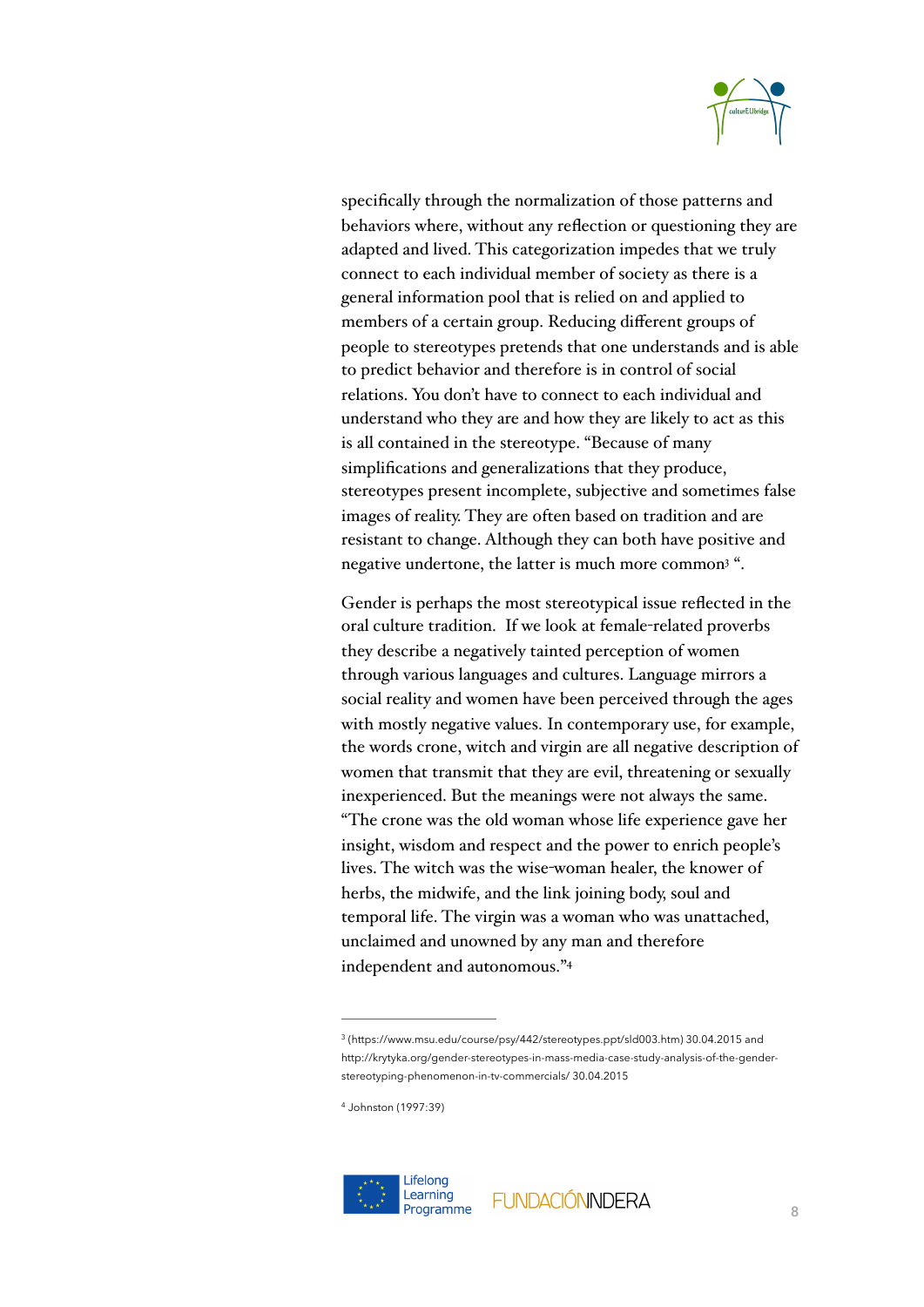specifically through the normalization of those patterns and behaviors where, without any reflection or questioning they are adapted and lived. This categorization impedes that we truly connect to each individual member of society as there is a general information pool that is relied on and applied to members of a certain group. Reducing different groups of people to stereotypes pretends that one understands and is able to predict behavior and therefore is in control of social relations. You don't have to connect to each individual and understand who they are and how they are likely to act as this is all contained in the stereotype. "Because of many simplifications and generalizations that they produce, stereotypes present incomplete, subjective and sometimes false images of reality. They are often based on tradition and are resistant to change. Although they can both have positive and negative undertone, the latter is much more common[3] ".

Gender is perhaps the most stereotypical issue reflected in the oral culture tradition. If we look at female-related proverbs they describe a negatively tainted perception of women through various languages and cultures. Language mirrors a social reality and women have been perceived through the ages with mostly negative values. In contemporary use, for example, the words crone, witch and virgin are all negative description of women that transmit that they are evil, threatening or sexually inexperienced. But the meanings were not always the same. "The crone was the old woman whose life experience gave her insight, wisdom and respect and the power to enrich people's lives. The witch was the wise-woman healer, the knower of herbs, the midwife, and the link joining body, soul and temporal life. The virgin was a woman who was unattached, unclaimed and unowned by any man and therefore independent and autonomous."[4]

---

[3] (https://www.msu.edu/course/psy/442/stereotypes.ppt/sld003.htm) 30.04.2015 and http://krytyka.org/gender-stereotypes-in-mass-media-case-study-analysis-of-the-gender-stereotyping-phenomenon-in-tv-commercials/ 30.04.2015

[4] Johnston (1997:39)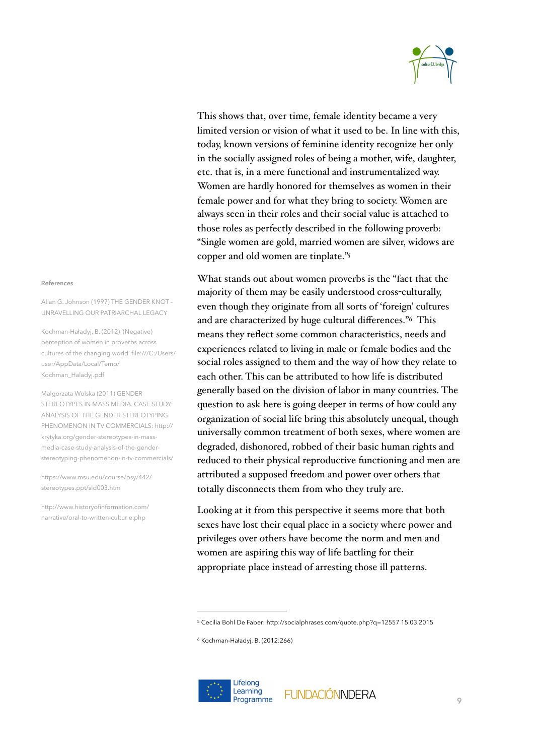This shows that, over time, female identity became a very limited version or vision of what it used to be. In line with this, today, known versions of feminine identity recognize her only in the socially assigned roles of being a mother, wife, daughter, etc. that is, in a mere functional and instrumentalized way. Women are hardly honored for themselves as women in their female power and for what they bring to society. Women are always seen in their roles and their social value is attached to those roles as perfectly described in the following proverb: "Single women are gold, married women are silver, widows are copper and old women are tinplate."[5]

What stands out about women proverbs is the "fact that the majority of them may be easily understood cross-culturally, even though they originate from all sorts of 'foreign' cultures and are characterized by huge cultural differences."[6] This means they reflect some common characteristics, needs and experiences related to living in male or female bodies and the social roles assigned to them and the way of how they relate to each other. This can be attributed to how life is distributed generally based on the division of labor in many countries. The question to ask here is going deeper in terms of how could any organization of social life bring this absolutely unequal, though universally common treatment of both sexes, where women are degraded, dishonored, robbed of their basic human rights and reduced to their physical reproductive functioning and men are attributed a supposed freedom and power over others that totally disconnects them from who they truly are.

Looking at it from this perspective it seems more that both sexes have lost their equal place in a society where power and privileges over others have become the norm and men and women are aspiring this way of life battling for their appropriate place instead of arresting those ill patterns.

**References**

Allan G. Johnson (1997) THE GENDER KNOT - UNRAVELLING OUR PATRIARCHAL LEGACY

Kochman-Haładyj, B. (2012) '(Negative) perception of women in proverbs across cultures of the changing world' file:///C:/Users/user/AppData/Local/Temp/Kochman_Haladyj.pdf

Malgorzata Wolska (2011) GENDER STEREOTYPES IN MASS MEDIA. CASE STUDY: ANALYSIS OF THE GENDER STEREOTYPING PHENOMENON IN TV COMMERCIALS: http://krytyka.org/gender-stereotypes-in-mass-media-case-study-analysis-of-the-gender-stereotyping-phenomenon-in-tv-commercials/

https://www.msu.edu/course/psy/442/stereotypes.ppt/sld003.htm

http://www.historyofinformation.com/narrative/oral-to-written-cultur e.php

---

[5] Cecilia Bohl De Faber: http://socialphrases.com/quote.php?q=12557 15.03.2015

[6] Kochman-Haładyj, B. (2012:266)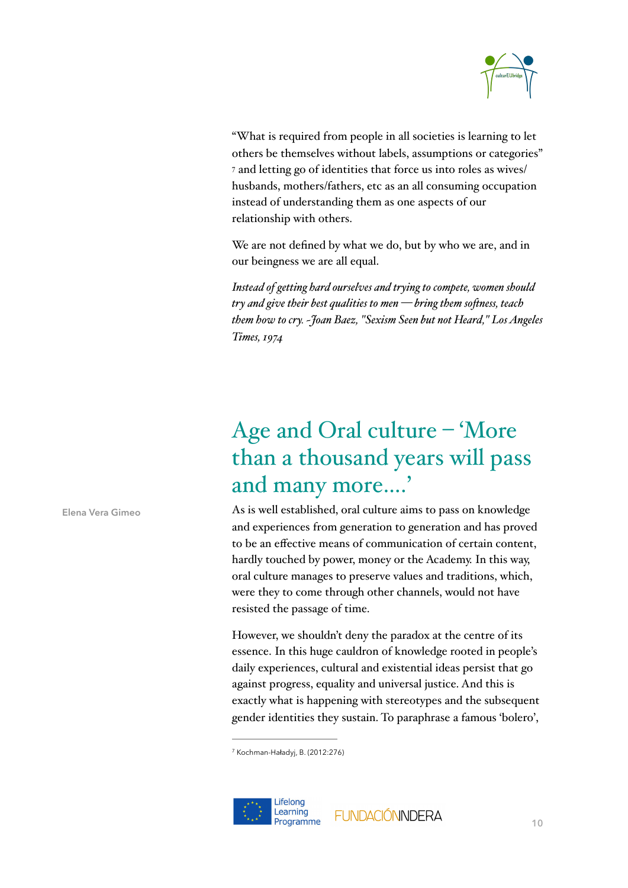"What is required from people in all societies is learning to let others be themselves without labels, assumptions or categories" [7] and letting go of identities that force us into roles as wives/husbands, mothers/fathers, etc as an all consuming occupation instead of understanding them as one aspects of our relationship with others.

We are not defined by what we do, but by who we are, and in our beingness we are all equal.

*Instead of getting hard ourselves and trying to compete, women should try and give their best qualities to men — bring them softness, teach them how to cry. -Joan Baez, "Sexism Seen but not Heard," Los Angeles Times, 1974*

## Age and Oral culture – 'More than a thousand years will pass and many more....'

Elena Vera Gimeo

As is well established, oral culture aims to pass on knowledge and experiences from generation to generation and has proved to be an effective means of communication of certain content, hardly touched by power, money or the Academy. In this way, oral culture manages to preserve values and traditions, which, were they to come through other channels, would not have resisted the passage of time.

However, we shouldn't deny the paradox at the centre of its essence. In this huge cauldron of knowledge rooted in people's daily experiences, cultural and existential ideas persist that go against progress, equality and universal justice. And this is exactly what is happening with stereotypes and the subsequent gender identities they sustain. To paraphrase a famous 'bolero',

[7] Kochman-Haładyj, B. (2012:276)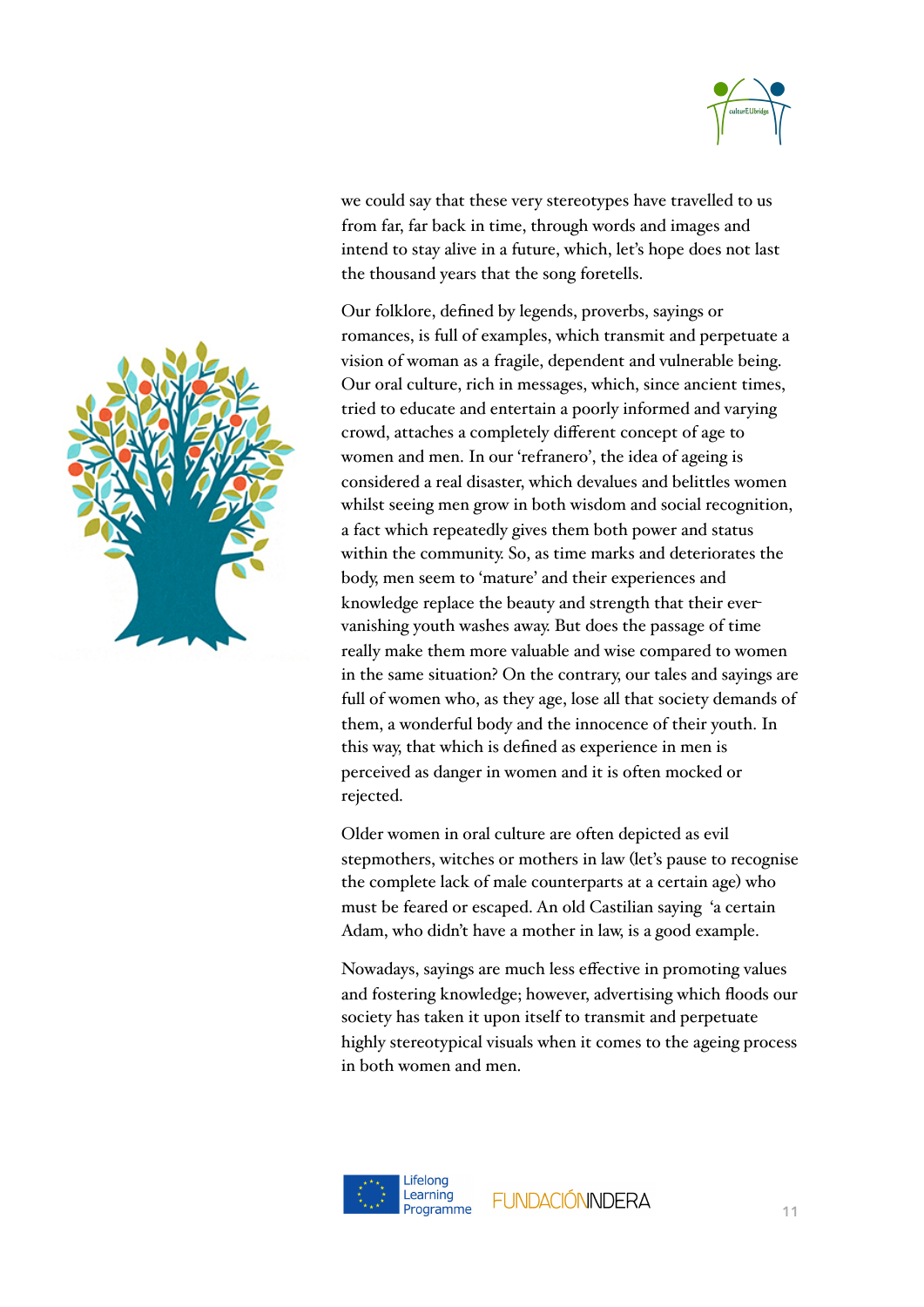we could say that these very stereotypes have travelled to us from far, far back in time, through words and images and intend to stay alive in a future, which, let's hope does not last the thousand years that the song foretells.

Our folklore, defined by legends, proverbs, sayings or romances, is full of examples, which transmit and perpetuate a vision of woman as a fragile, dependent and vulnerable being. Our oral culture, rich in messages, which, since ancient times, tried to educate and entertain a poorly informed and varying crowd, attaches a completely different concept of age to women and men. In our 'refranero', the idea of ageing is considered a real disaster, which devalues and belittles women whilst seeing men grow in both wisdom and social recognition, a fact which repeatedly gives them both power and status within the community. So, as time marks and deteriorates the body, men seem to 'mature' and their experiences and knowledge replace the beauty and strength that their ever-vanishing youth washes away. But does the passage of time really make them more valuable and wise compared to women in the same situation? On the contrary, our tales and sayings are full of women who, as they age, lose all that society demands of them, a wonderful body and the innocence of their youth. In this way, that which is defined as experience in men is perceived as danger in women and it is often mocked or rejected.

Older women in oral culture are often depicted as evil stepmothers, witches or mothers in law (let's pause to recognise the complete lack of male counterparts at a certain age) who must be feared or escaped. An old Castilian saying 'a certain Adam, who didn't have a mother in law, is a good example.

Nowadays, sayings are much less effective in promoting values and fostering knowledge; however, advertising which floods our society has taken it upon itself to transmit and perpetuate highly stereotypical visuals when it comes to the ageing process in both women and men.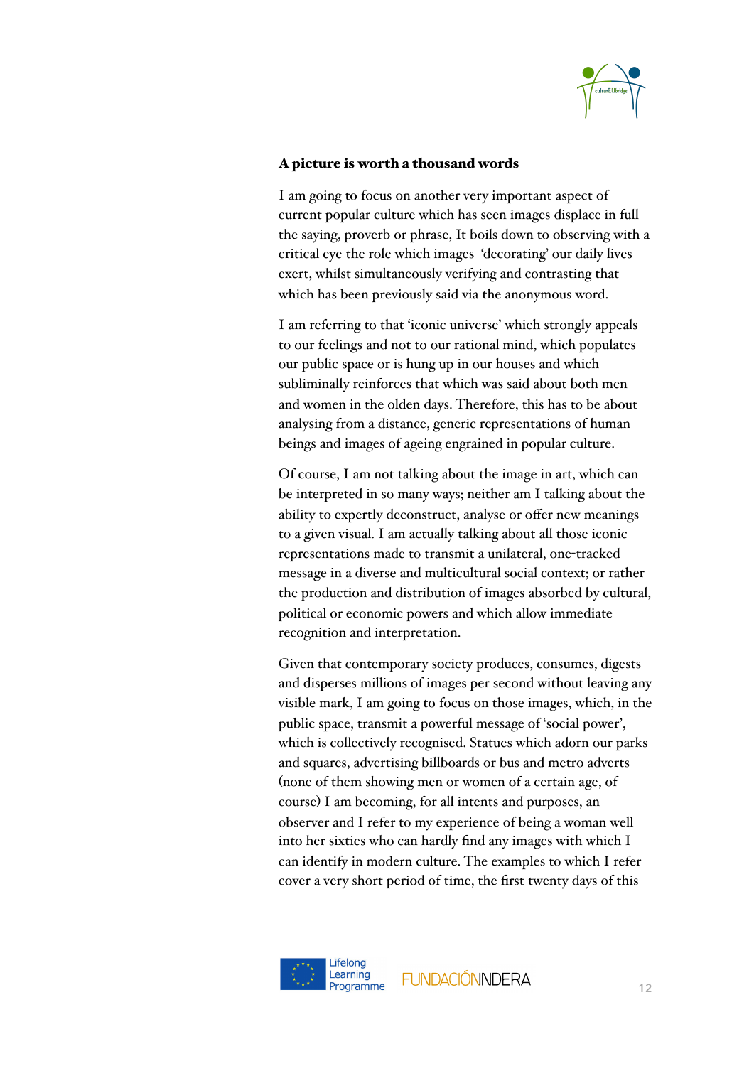**A picture is worth a thousand words**

I am going to focus on another very important aspect of current popular culture which has seen images displace in full the saying, proverb or phrase, It boils down to observing with a critical eye the role which images 'decorating' our daily lives exert, whilst simultaneously verifying and contrasting that which has been previously said via the anonymous word.

I am referring to that 'iconic universe' which strongly appeals to our feelings and not to our rational mind, which populates our public space or is hung up in our houses and which subliminally reinforces that which was said about both men and women in the olden days. Therefore, this has to be about analysing from a distance, generic representations of human beings and images of ageing engrained in popular culture.

Of course, I am not talking about the image in art, which can be interpreted in so many ways; neither am I talking about the ability to expertly deconstruct, analyse or offer new meanings to a given visual. I am actually talking about all those iconic representations made to transmit a unilateral, one-tracked message in a diverse and multicultural social context; or rather the production and distribution of images absorbed by cultural, political or economic powers and which allow immediate recognition and interpretation.

Given that contemporary society produces, consumes, digests and disperses millions of images per second without leaving any visible mark, I am going to focus on those images, which, in the public space, transmit a powerful message of 'social power', which is collectively recognised. Statues which adorn our parks and squares, advertising billboards or bus and metro adverts (none of them showing men or women of a certain age, of course) I am becoming, for all intents and purposes, an observer and I refer to my experience of being a woman well into her sixties who can hardly find any images with which I can identify in modern culture. The examples to which I refer cover a very short period of time, the first twenty days of this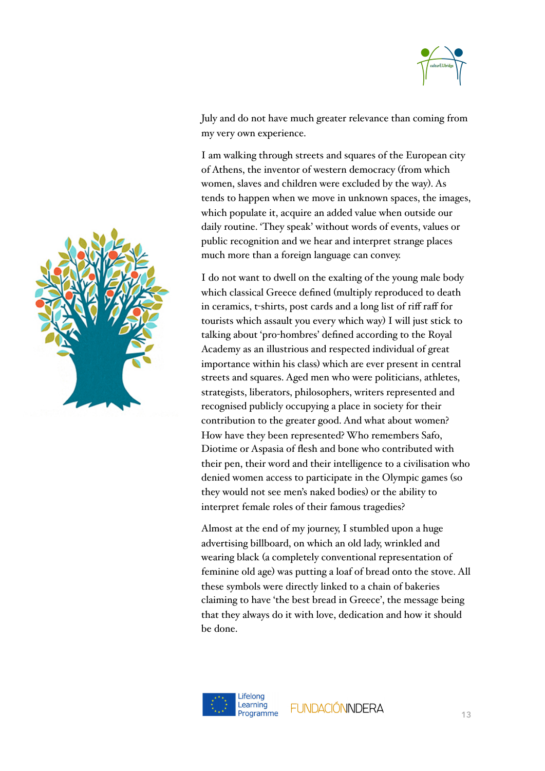July and do not have much greater relevance than coming from my very own experience.

I am walking through streets and squares of the European city of Athens, the inventor of western democracy (from which women, slaves and children were excluded by the way). As tends to happen when we move in unknown spaces, the images, which populate it, acquire an added value when outside our daily routine. 'They speak' without words of events, values or public recognition and we hear and interpret strange places much more than a foreign language can convey.

I do not want to dwell on the exalting of the young male body which classical Greece defined (multiply reproduced to death in ceramics, t-shirts, post cards and a long list of riff raff for tourists which assault you every which way) I will just stick to talking about 'pro-hombres' defined according to the Royal Academy as an illustrious and respected individual of great importance within his class) which are ever present in central streets and squares. Aged men who were politicians, athletes, strategists, liberators, philosophers, writers represented and recognised publicly occupying a place in society for their contribution to the greater good. And what about women? How have they been represented? Who remembers Safo, Diotime or Aspasia of flesh and bone who contributed with their pen, their word and their intelligence to a civilisation who denied women access to participate in the Olympic games (so they would not see men's naked bodies) or the ability to interpret female roles of their famous tragedies?

Almost at the end of my journey, I stumbled upon a huge advertising billboard, on which an old lady, wrinkled and wearing black (a completely conventional representation of feminine old age) was putting a loaf of bread onto the stove. All these symbols were directly linked to a chain of bakeries claiming to have 'the best bread in Greece', the message being that they always do it with love, dedication and how it should be done.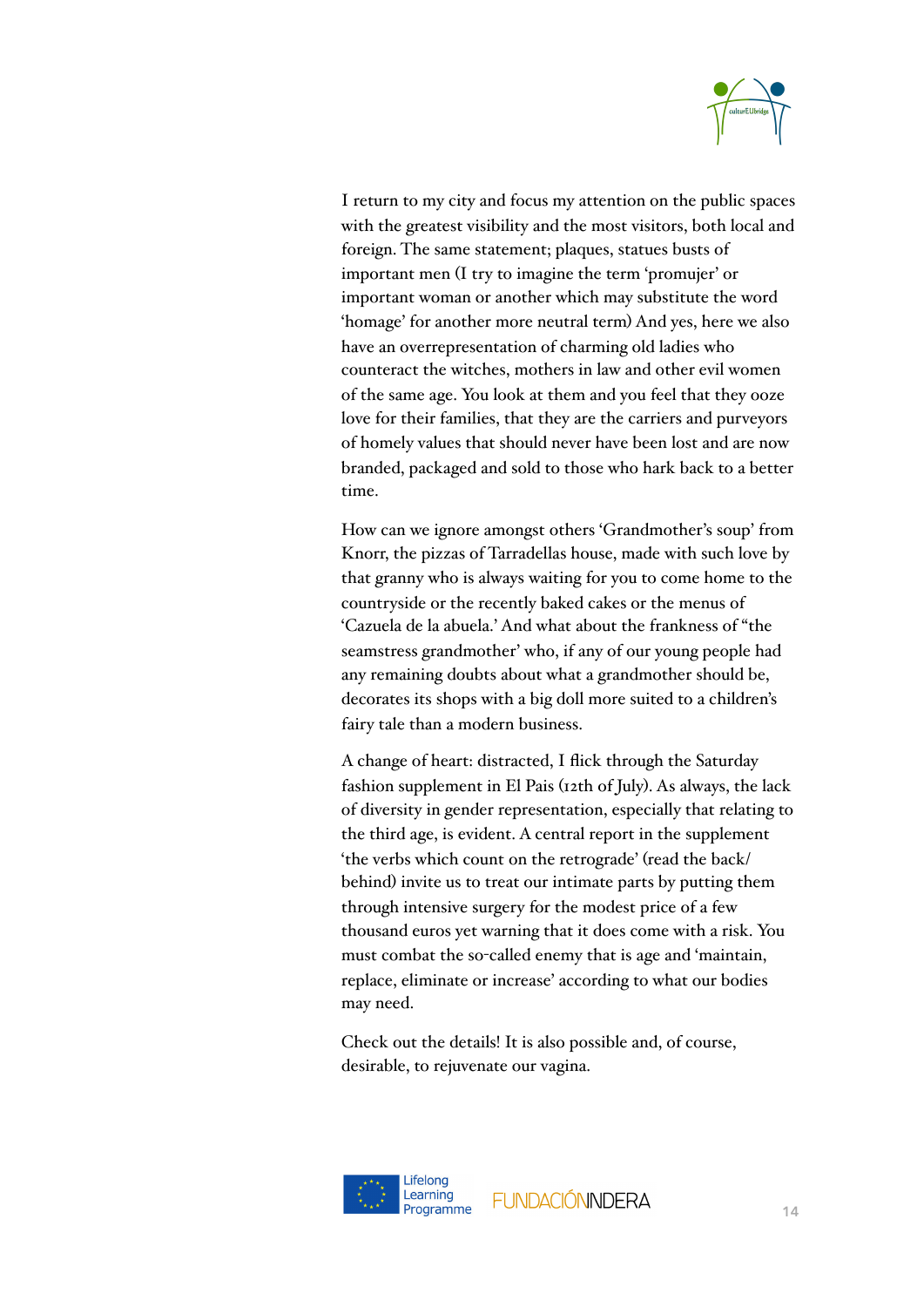I return to my city and focus my attention on the public spaces with the greatest visibility and the most visitors, both local and foreign. The same statement; plaques, statues busts of important men (I try to imagine the term 'promujer' or important woman or another which may substitute the word 'homage' for another more neutral term) And yes, here we also have an overrepresentation of charming old ladies who counteract the witches, mothers in law and other evil women of the same age. You look at them and you feel that they ooze love for their families, that they are the carriers and purveyors of homely values that should never have been lost and are now branded, packaged and sold to those who hark back to a better time.

How can we ignore amongst others 'Grandmother's soup' from Knorr, the pizzas of Tarradellas house, made with such love by that granny who is always waiting for you to come home to the countryside or the recently baked cakes or the menus of 'Cazuela de la abuela.' And what about the frankness of "the seamstress grandmother' who, if any of our young people had any remaining doubts about what a grandmother should be, decorates its shops with a big doll more suited to a children's fairy tale than a modern business.

A change of heart: distracted, I flick through the Saturday fashion supplement in El Pais (12th of July). As always, the lack of diversity in gender representation, especially that relating to the third age, is evident. A central report in the supplement 'the verbs which count on the retrograde' (read the back/behind) invite us to treat our intimate parts by putting them through intensive surgery for the modest price of a few thousand euros yet warning that it does come with a risk. You must combat the so-called enemy that is age and 'maintain, replace, eliminate or increase' according to what our bodies may need.

Check out the details! It is also possible and, of course, desirable, to rejuvenate our vagina.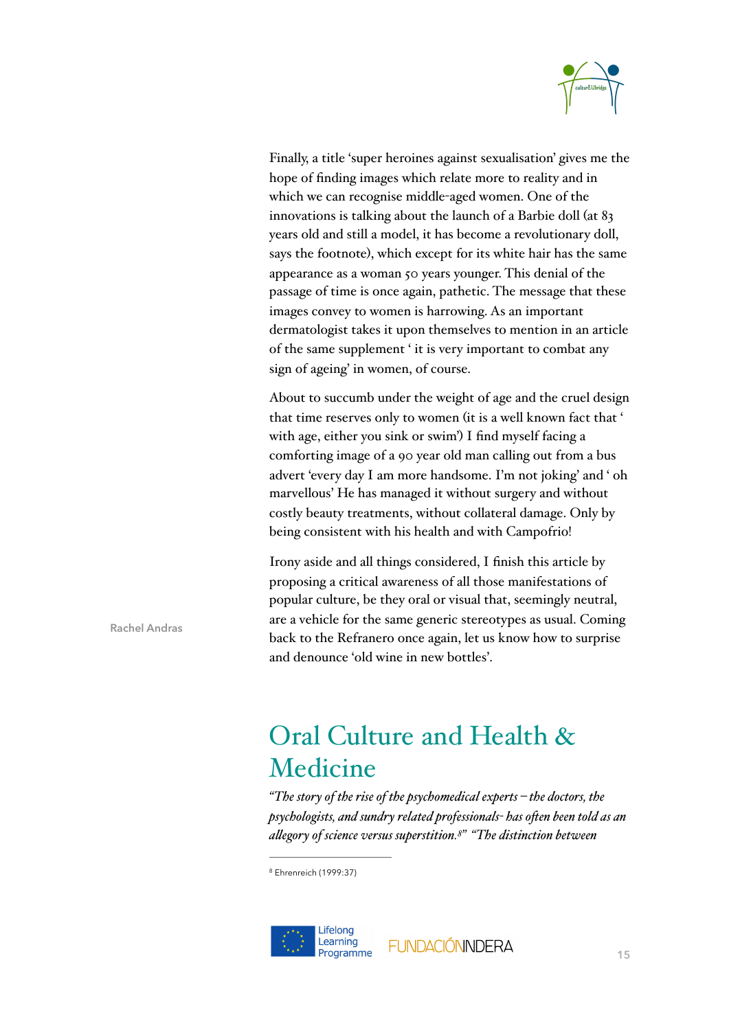Finally, a title 'super heroines against sexualisation' gives me the hope of finding images which relate more to reality and in which we can recognise middle-aged women. One of the innovations is talking about the launch of a Barbie doll (at 83 years old and still a model, it has become a revolutionary doll, says the footnote), which except for its white hair has the same appearance as a woman 50 years younger. This denial of the passage of time is once again, pathetic. The message that these images convey to women is harrowing. As an important dermatologist takes it upon themselves to mention in an article of the same supplement ' it is very important to combat any sign of ageing' in women, of course.

About to succumb under the weight of age and the cruel design that time reserves only to women (it is a well known fact that ' with age, either you sink or swim') I find myself facing a comforting image of a 90 year old man calling out from a bus advert 'every day I am more handsome. I'm not joking' and ' oh marvellous' He has managed it without surgery and without costly beauty treatments, without collateral damage. Only by being consistent with his health and with Campofrio!

Irony aside and all things considered, I finish this article by proposing a critical awareness of all those manifestations of popular culture, be they oral or visual that, seemingly neutral, are a vehicle for the same generic stereotypes as usual. Coming back to the Refranero once again, let us know how to surprise and denounce 'old wine in new bottles'.

Rachel Andras

# Oral Culture and Health & Medicine

*"The story of the rise of the psychomedical experts – the doctors, the psychologists, and sundry related professionals- has often been told as an allegory of science versus superstition.[8]" "The distinction between*

[8] Ehrenreich (1999:37)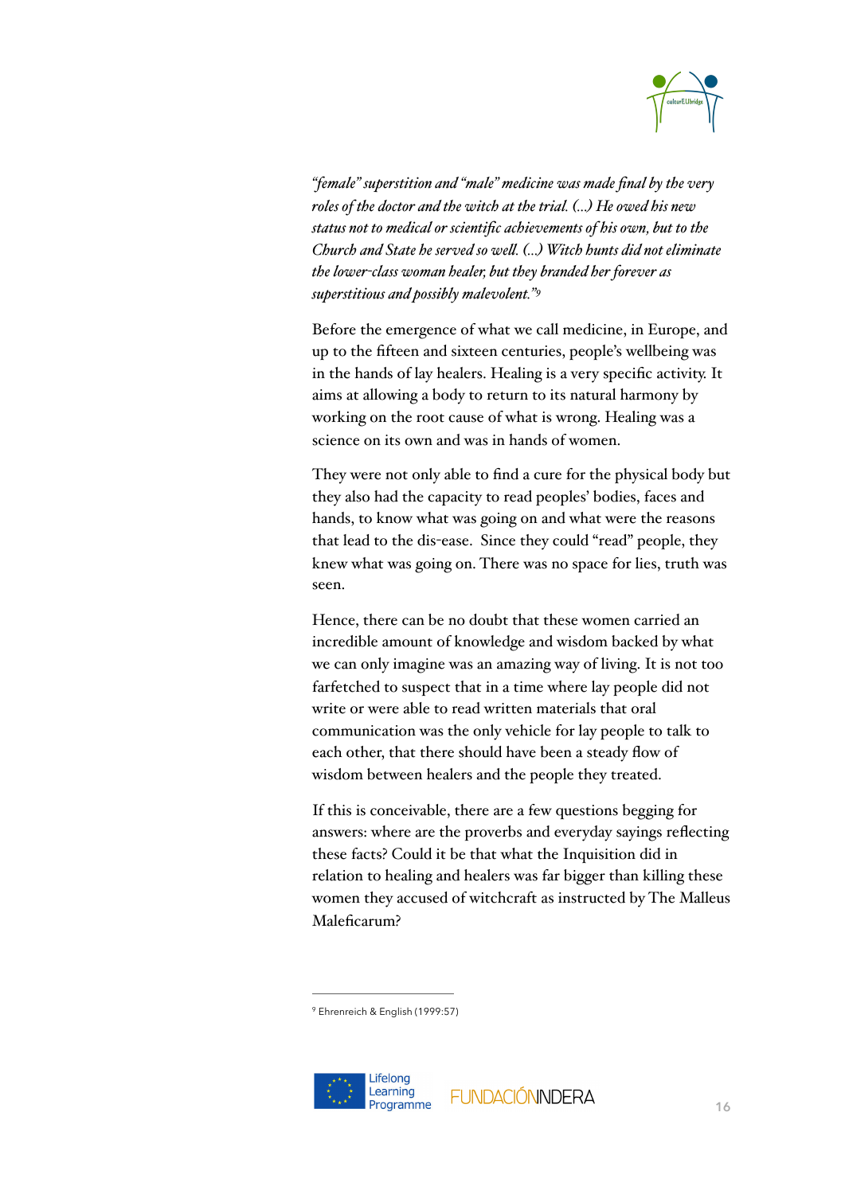*"female" superstition and "male" medicine was made final by the very roles of the doctor and the witch at the trial. (...) He owed his new status not to medical or scientific achievements of his own, but to the Church and State he served so well. (...) Witch hunts did not eliminate the lower-class woman healer, but they branded her forever as superstitious and possibly malevolent."*[9]

Before the emergence of what we call medicine, in Europe, and up to the fifteen and sixteen centuries, people's wellbeing was in the hands of lay healers. Healing is a very specific activity. It aims at allowing a body to return to its natural harmony by working on the root cause of what is wrong. Healing was a science on its own and was in hands of women.

They were not only able to find a cure for the physical body but they also had the capacity to read peoples' bodies, faces and hands, to know what was going on and what were the reasons that lead to the dis-ease. Since they could "read" people, they knew what was going on. There was no space for lies, truth was seen.

Hence, there can be no doubt that these women carried an incredible amount of knowledge and wisdom backed by what we can only imagine was an amazing way of living. It is not too farfetched to suspect that in a time where lay people did not write or were able to read written materials that oral communication was the only vehicle for lay people to talk to each other, that there should have been a steady flow of wisdom between healers and the people they treated.

If this is conceivable, there are a few questions begging for answers: where are the proverbs and everyday sayings reflecting these facts? Could it be that what the Inquisition did in relation to healing and healers was far bigger than killing these women they accused of witchcraft as instructed by The Malleus Maleficarum?

---

[9] Ehrenreich & English (1999:57)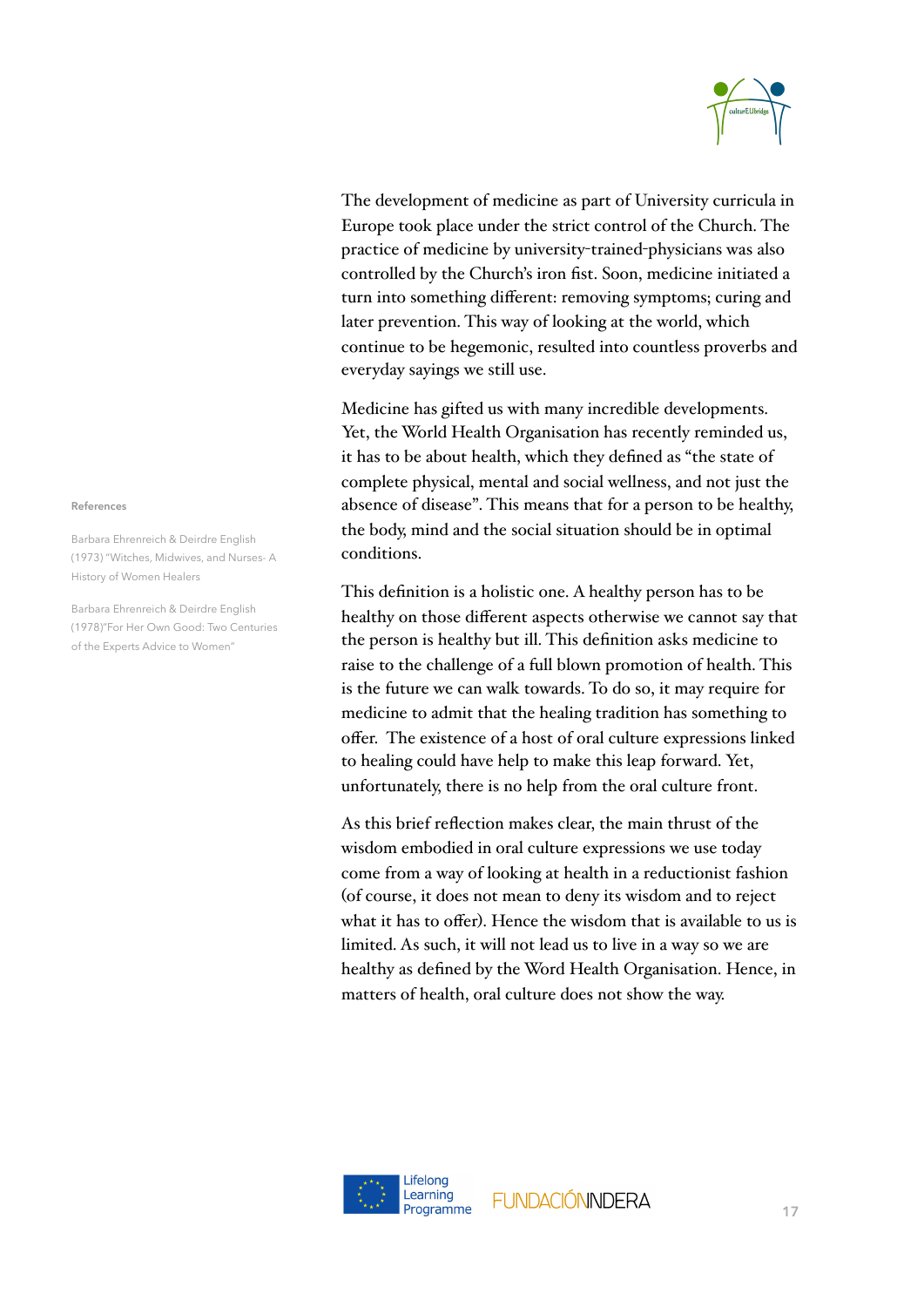The development of medicine as part of University curricula in Europe took place under the strict control of the Church. The practice of medicine by university-trained-physicians was also controlled by the Church's iron fist. Soon, medicine initiated a turn into something different: removing symptoms; curing and later prevention. This way of looking at the world, which continue to be hegemonic, resulted into countless proverbs and everyday sayings we still use.

Medicine has gifted us with many incredible developments. Yet, the World Health Organisation has recently reminded us, it has to be about health, which they defined as "the state of complete physical, mental and social wellness, and not just the absence of disease". This means that for a person to be healthy, the body, mind and the social situation should be in optimal conditions.

This definition is a holistic one. A healthy person has to be healthy on those different aspects otherwise we cannot say that the person is healthy but ill. This definition asks medicine to raise to the challenge of a full blown promotion of health. This is the future we can walk towards. To do so, it may require for medicine to admit that the healing tradition has something to offer. The existence of a host of oral culture expressions linked to healing could have help to make this leap forward. Yet, unfortunately, there is no help from the oral culture front.

As this brief reflection makes clear, the main thrust of the wisdom embodied in oral culture expressions we use today come from a way of looking at health in a reductionist fashion (of course, it does not mean to deny its wisdom and to reject what it has to offer). Hence the wisdom that is available to us is limited. As such, it will not lead us to live in a way so we are healthy as defined by the Word Health Organisation. Hence, in matters of health, oral culture does not show the way.

**References**

Barbara Ehrenreich & Deirdre English (1973) "Witches, Midwives, and Nurses- A History of Women Healers

Barbara Ehrenreich & Deirdre English (1978)"For Her Own Good: Two Centuries of the Experts Advice to Women"